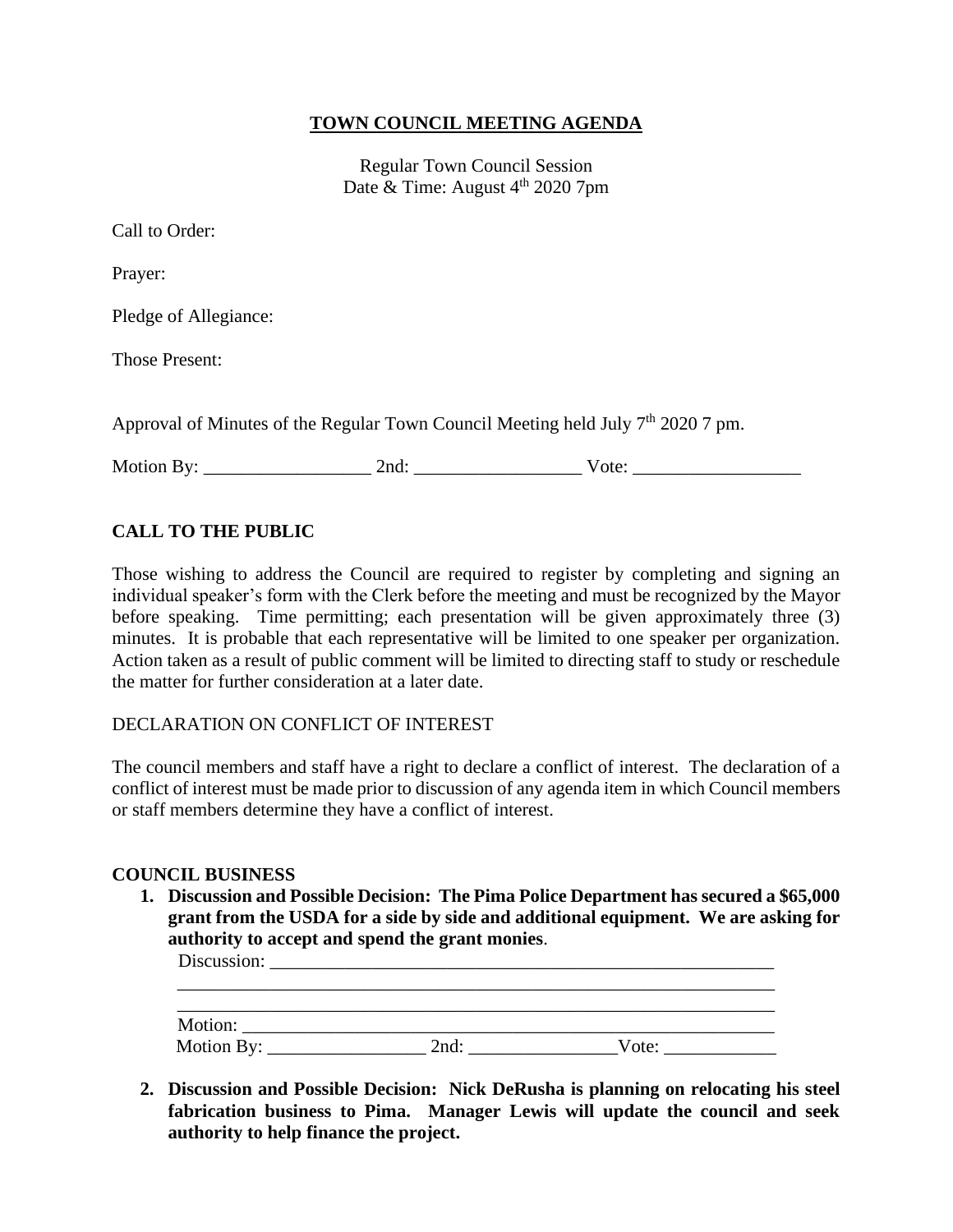# TOWN COUNCIL MEETING AGENDA

Regular Town Council Session
Date & Time: August 4th 2020 7pm

Call to Order:

Prayer:

Pledge of Allegiance:

Those Present:

Approval of Minutes of the Regular Town Council Meeting held July 7th 2020 7 pm.

Motion By: __________________ 2nd: __________________ Vote: __________________

## CALL TO THE PUBLIC

Those wishing to address the Council are required to register by completing and signing an individual speaker's form with the Clerk before the meeting and must be recognized by the Mayor before speaking. Time permitting; each presentation will be given approximately three (3) minutes. It is probable that each representative will be limited to one speaker per organization. Action taken as a result of public comment will be limited to directing staff to study or reschedule the matter for further consideration at a later date.

DECLARATION ON CONFLICT OF INTEREST

The council members and staff have a right to declare a conflict of interest. The declaration of a conflict of interest must be made prior to discussion of any agenda item in which Council members or staff members determine they have a conflict of interest.

## COUNCIL BUSINESS

1. **Discussion and Possible Decision: The Pima Police Department has secured a $65,000 grant from the USDA for a side by side and additional equipment. We are asking for authority to accept and spend the grant monies**.

   Discussion: ___________________________________________________________
   ________________________________________________________________________
   ________________________________________________________________________
   Motion: _______________________________________________________________
   Motion By: _________________ 2nd: ________________Vote: ____________

2. **Discussion and Possible Decision: Nick DeRusha is planning on relocating his steel fabrication business to Pima. Manager Lewis will update the council and seek authority to help finance the project.**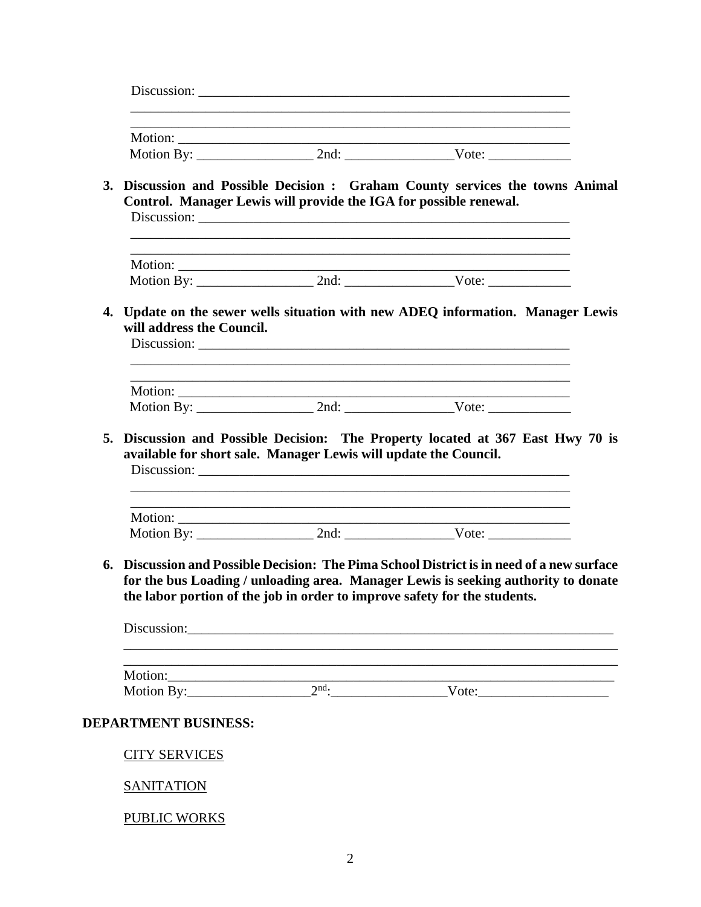Discussion: ________________________________________________________
________________________________________________________________
________________________________________________________________
Motion: __________________________________________________________
Motion By: _________________ 2nd: ________________Vote: ____________

3. **Discussion and Possible Decision : Graham County services the towns Animal Control. Manager Lewis will provide the IGA for possible renewal.**

Discussion: ________________________________________________________
________________________________________________________________
________________________________________________________________
Motion: __________________________________________________________
Motion By: _________________ 2nd: ________________Vote: ____________

4. **Update on the sewer wells situation with new ADEQ information. Manager Lewis will address the Council.**

Discussion: ________________________________________________________
________________________________________________________________
________________________________________________________________
Motion: __________________________________________________________
Motion By: _________________ 2nd: ________________Vote: ____________

5. **Discussion and Possible Decision: The Property located at 367 East Hwy 70 is available for short sale. Manager Lewis will update the Council.**

Discussion: ________________________________________________________
________________________________________________________________
________________________________________________________________
Motion: __________________________________________________________
Motion By: _________________ 2nd: ________________Vote: ____________

6. **Discussion and Possible Decision: The Pima School District is in need of a new surface for the bus Loading / unloading area. Manager Lewis is seeking authority to donate the labor portion of the job in order to improve safety for the students.**

Discussion:_________________________________________________________
________________________________________________________________
________________________________________________________________
Motion:___________________________________________________________
Motion By:__________________2nd:_________________Vote:___________________

**DEPARTMENT BUSINESS:**

CITY SERVICES

SANITATION

PUBLIC WORKS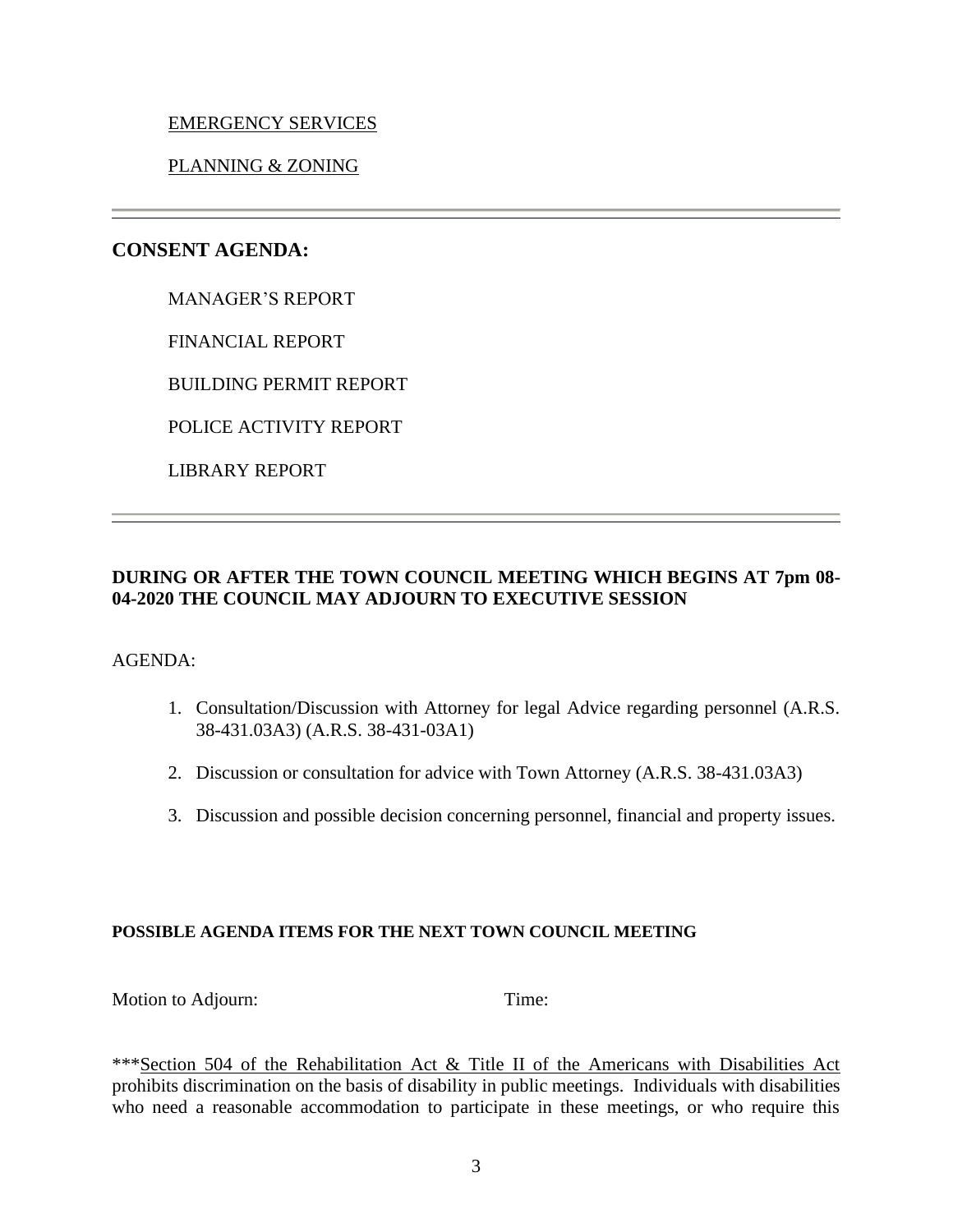<u>EMERGENCY SERVICES</u>

<u>PLANNING & ZONING</u>

---

## CONSENT AGENDA:

MANAGER'S REPORT

FINANCIAL REPORT

BUILDING PERMIT REPORT

POLICE ACTIVITY REPORT

LIBRARY REPORT

---

**DURING OR AFTER THE TOWN COUNCIL MEETING WHICH BEGINS AT 7pm 08-04-2020 THE COUNCIL MAY ADJOURN TO EXECUTIVE SESSION**

AGENDA:

1. Consultation/Discussion with Attorney for legal Advice regarding personnel (A.R.S. 38-431.03A3) (A.R.S. 38-431-03A1)
2. Discussion or consultation for advice with Town Attorney (A.R.S. 38-431.03A3)
3. Discussion and possible decision concerning personnel, financial and property issues.

**POSSIBLE AGENDA ITEMS FOR THE NEXT TOWN COUNCIL MEETING**

Motion to Adjourn: Time:

***<u>Section 504 of the Rehabilitation Act & Title II of the Americans with Disabilities Act</u> prohibits discrimination on the basis of disability in public meetings. Individuals with disabilities who need a reasonable accommodation to participate in these meetings, or who require this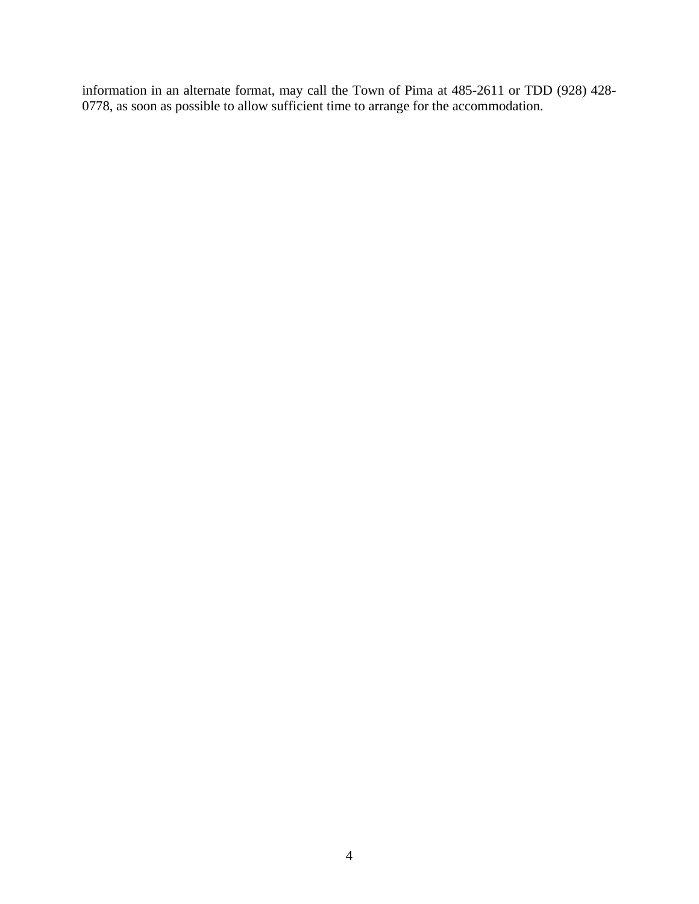information in an alternate format, may call the Town of Pima at 485-2611 or TDD (928) 428-0778, as soon as possible to allow sufficient time to arrange for the accommodation.